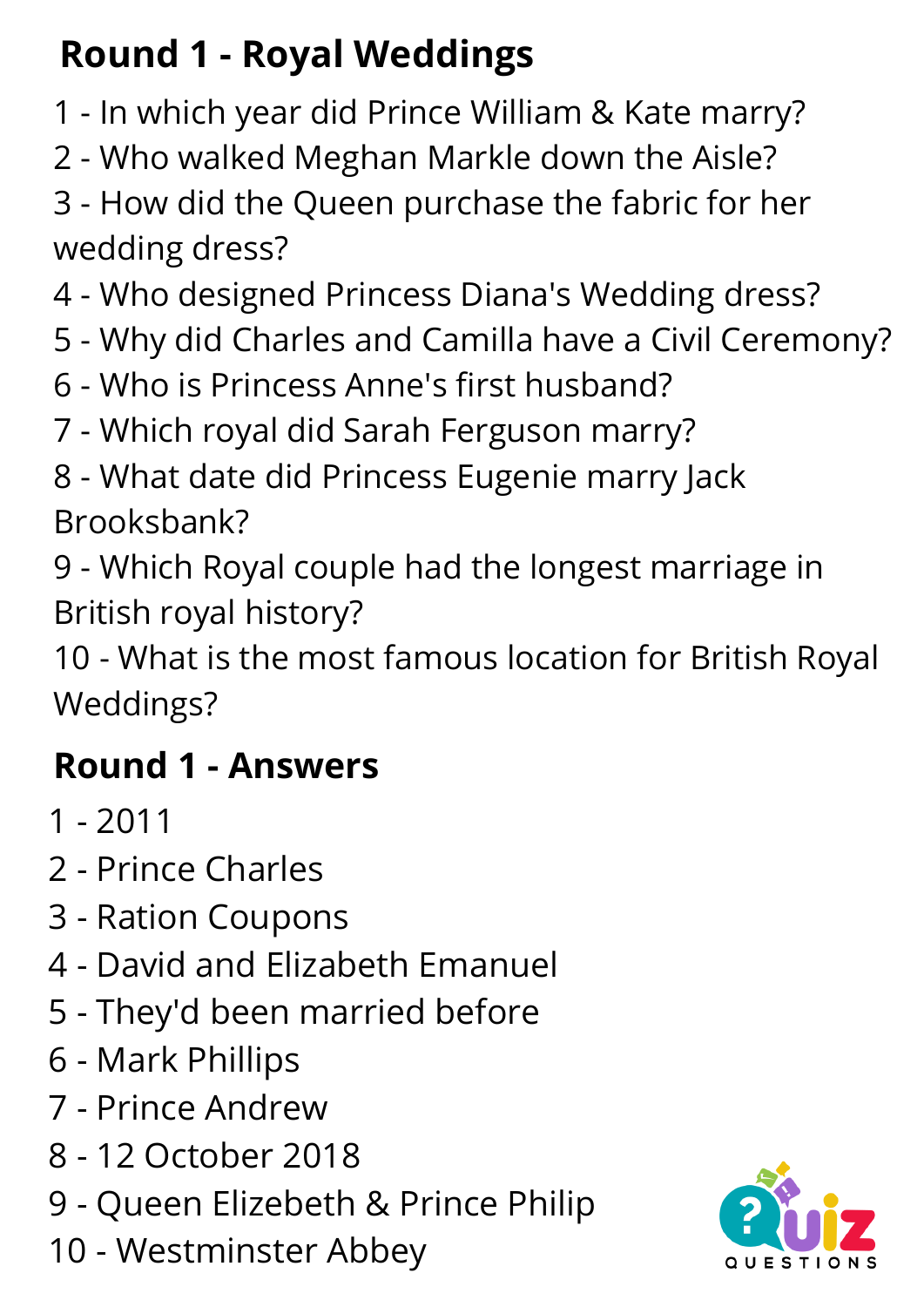## Round 1 - Royal Weddings

1 - In which year did Prince William & Kate marry?
2 - Who walked Meghan Markle down the Aisle?
3 - How did the Queen purchase the fabric for her wedding dress?
4 - Who designed Princess Diana's Wedding dress?
5 - Why did Charles and Camilla have a Civil Ceremony?
6 - Who is Princess Anne's first husband?
7 - Which royal did Sarah Ferguson marry?
8 - What date did Princess Eugenie marry Jack Brooksbank?
9 - Which Royal couple had the longest marriage in British royal history?
10 - What is the most famous location for British Royal Weddings?

## Round 1 - Answers

1 - 2011
2 - Prince Charles
3 - Ration Coupons
4 - David and Elizabeth Emanuel
5 - They'd been married before
6 - Mark Phillips
7 - Prince Andrew
8 - 12 October 2018
9 - Queen Elizabeth & Prince Philip
10 - Westminster Abbey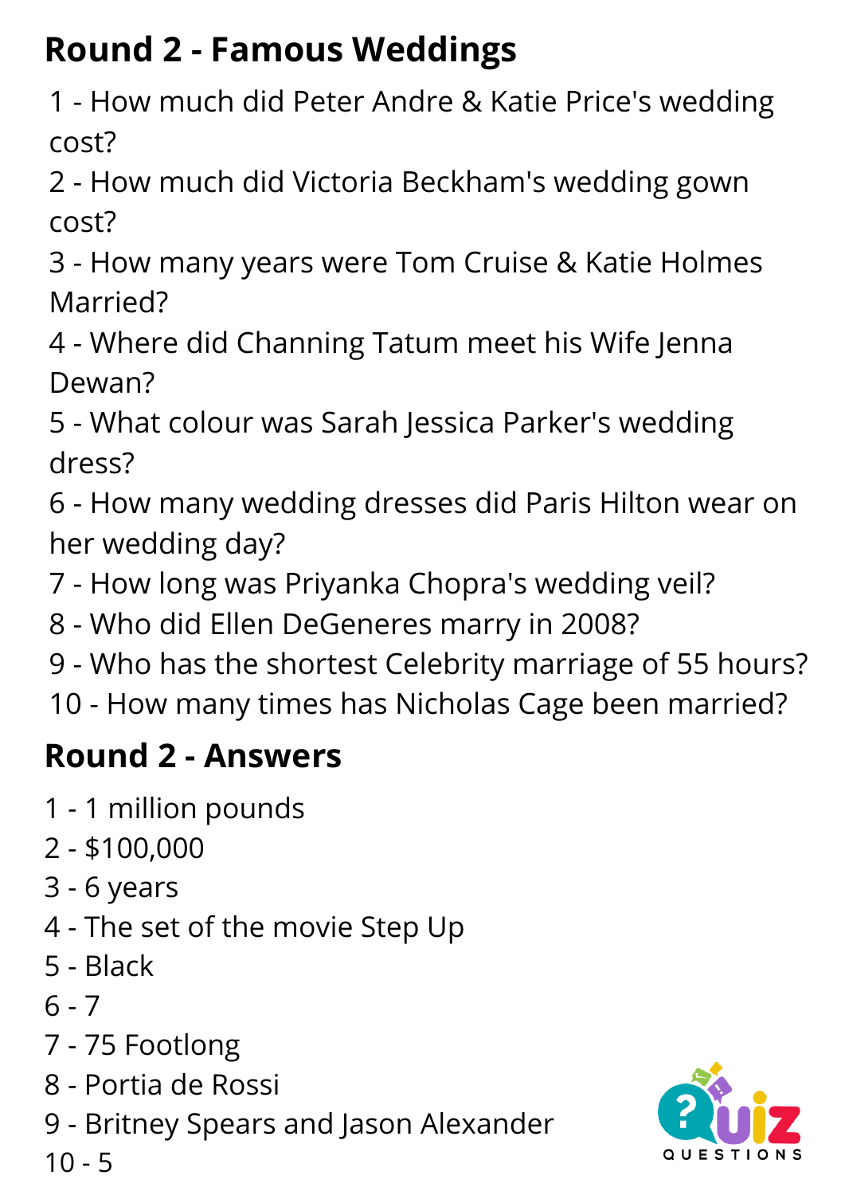## Round 2 - Famous Weddings

1 - How much did Peter Andre & Katie Price's wedding cost?
2 - How much did Victoria Beckham's wedding gown cost?
3 - How many years were Tom Cruise & Katie Holmes Married?
4 - Where did Channing Tatum meet his Wife Jenna Dewan?
5 - What colour was Sarah Jessica Parker's wedding dress?
6 - How many wedding dresses did Paris Hilton wear on her wedding day?
7 - How long was Priyanka Chopra's wedding veil?
8 - Who did Ellen DeGeneres marry in 2008?
9 - Who has the shortest Celebrity marriage of 55 hours?
10 - How many times has Nicholas Cage been married?

## Round 2 - Answers

1 - 1 million pounds
2 - $100,000
3 - 6 years
4 - The set of the movie Step Up
5 - Black
6 - 7
7 - 75 Footlong
8 - Portia de Rossi
9 - Britney Spears and Jason Alexander
10 - 5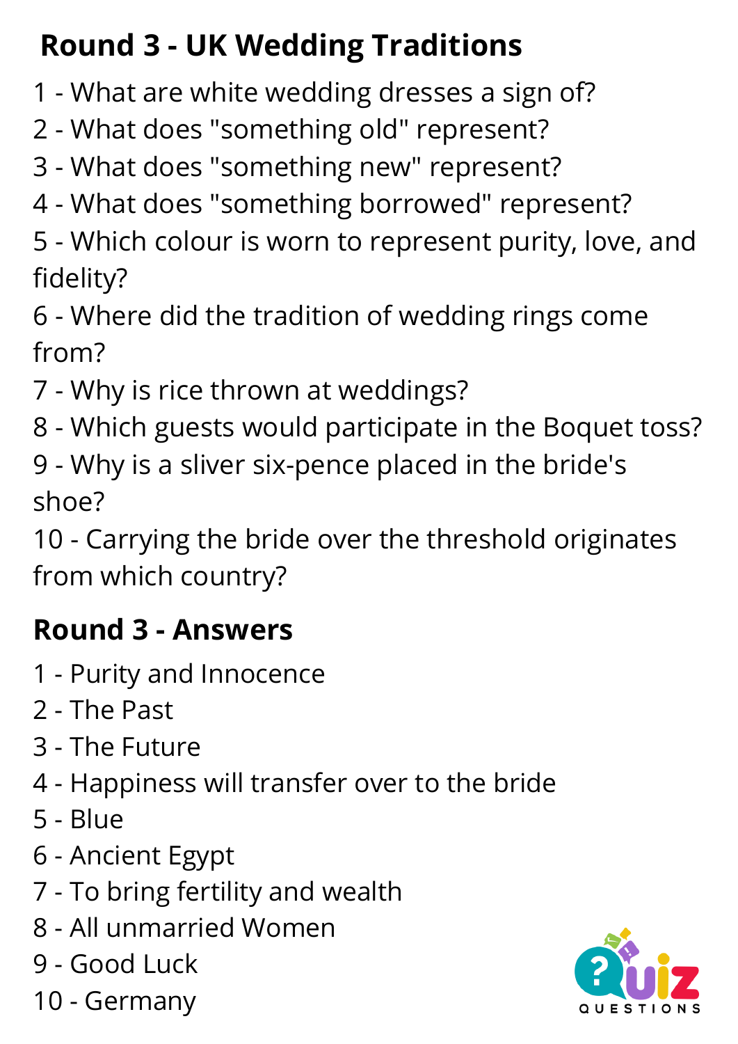## Round 3 - UK Wedding Traditions

1 - What are white wedding dresses a sign of?
2 - What does "something old" represent?
3 - What does "something new" represent?
4 - What does "something borrowed" represent?
5 - Which colour is worn to represent purity, love, and fidelity?
6 - Where did the tradition of wedding rings come from?
7 - Why is rice thrown at weddings?
8 - Which guests would participate in the Boquet toss?
9 - Why is a sliver six-pence placed in the bride's shoe?
10 - Carrying the bride over the threshold originates from which country?

## Round 3 - Answers

1 - Purity and Innocence
2 - The Past
3 - The Future
4 - Happiness will transfer over to the bride
5 - Blue
6 - Ancient Egypt
7 - To bring fertility and wealth
8 - All unmarried Women
9 - Good Luck
10 - Germany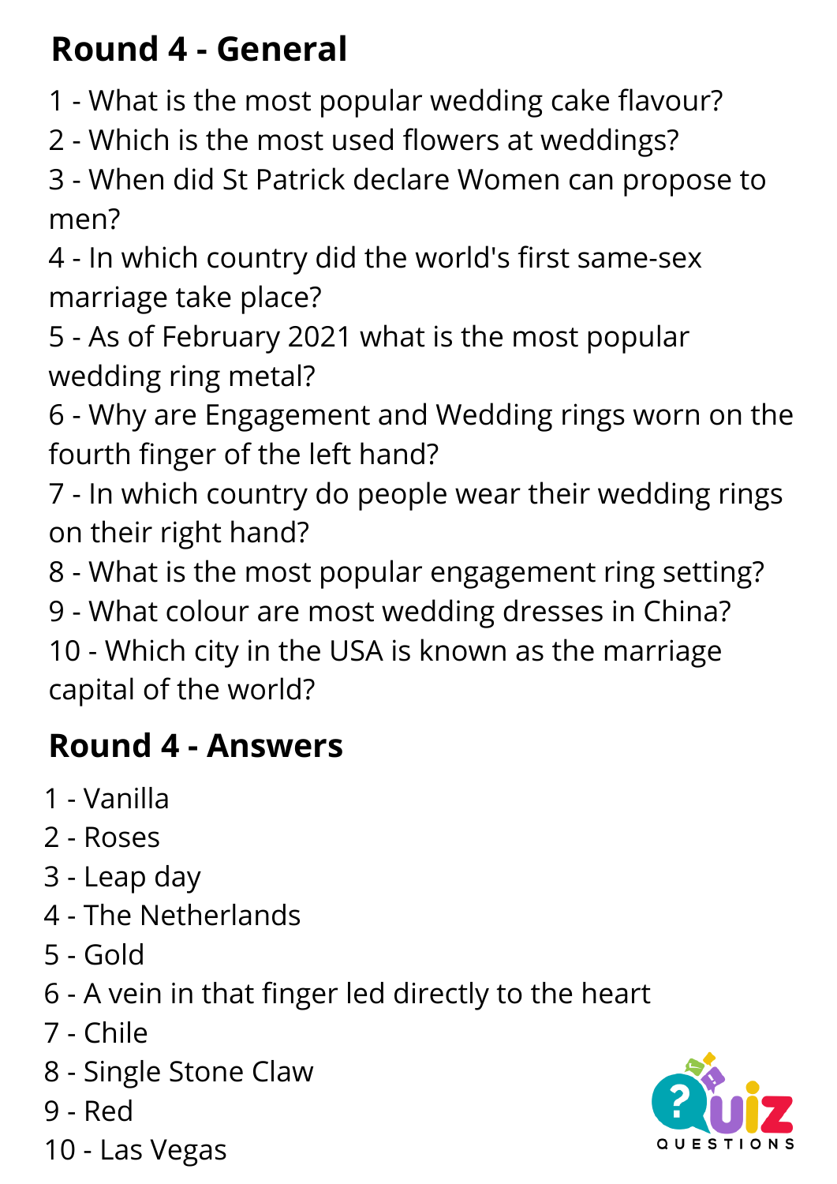## Round 4 - General

1 - What is the most popular wedding cake flavour?
2 - Which is the most used flowers at weddings?
3 - When did St Patrick declare Women can propose to men?
4 - In which country did the world's first same-sex marriage take place?
5 - As of February 2021 what is the most popular wedding ring metal?
6 - Why are Engagement and Wedding rings worn on the fourth finger of the left hand?
7 - In which country do people wear their wedding rings on their right hand?
8 - What is the most popular engagement ring setting?
9 - What colour are most wedding dresses in China?
10 - Which city in the USA is known as the marriage capital of the world?

## Round 4 - Answers

1 - Vanilla
2 - Roses
3 - Leap day
4 - The Netherlands
5 - Gold
6 - A vein in that finger led directly to the heart
7 - Chile
8 - Single Stone Claw
9 - Red
10 - Las Vegas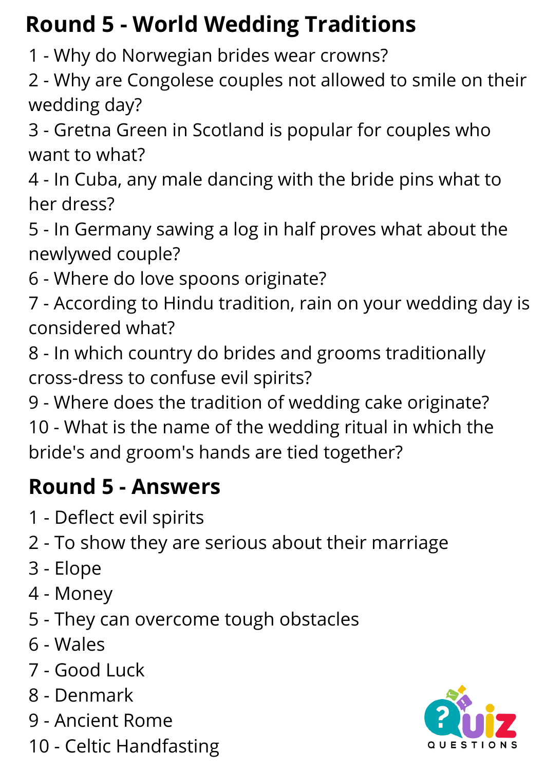## Round 5 - World Wedding Traditions

1 - Why do Norwegian brides wear crowns?
2 - Why are Congolese couples not allowed to smile on their wedding day?
3 - Gretna Green in Scotland is popular for couples who want to what?
4 - In Cuba, any male dancing with the bride pins what to her dress?
5 - In Germany sawing a log in half proves what about the newlywed couple?
6 - Where do love spoons originate?
7 - According to Hindu tradition, rain on your wedding day is considered what?
8 - In which country do brides and grooms traditionally cross-dress to confuse evil spirits?
9 - Where does the tradition of wedding cake originate?
10 - What is the name of the wedding ritual in which the bride's and groom's hands are tied together?

## Round 5 - Answers

1 - Deflect evil spirits
2 - To show they are serious about their marriage
3 - Elope
4 - Money
5 - They can overcome tough obstacles
6 - Wales
7 - Good Luck
8 - Denmark
9 - Ancient Rome
10 - Celtic Handfasting